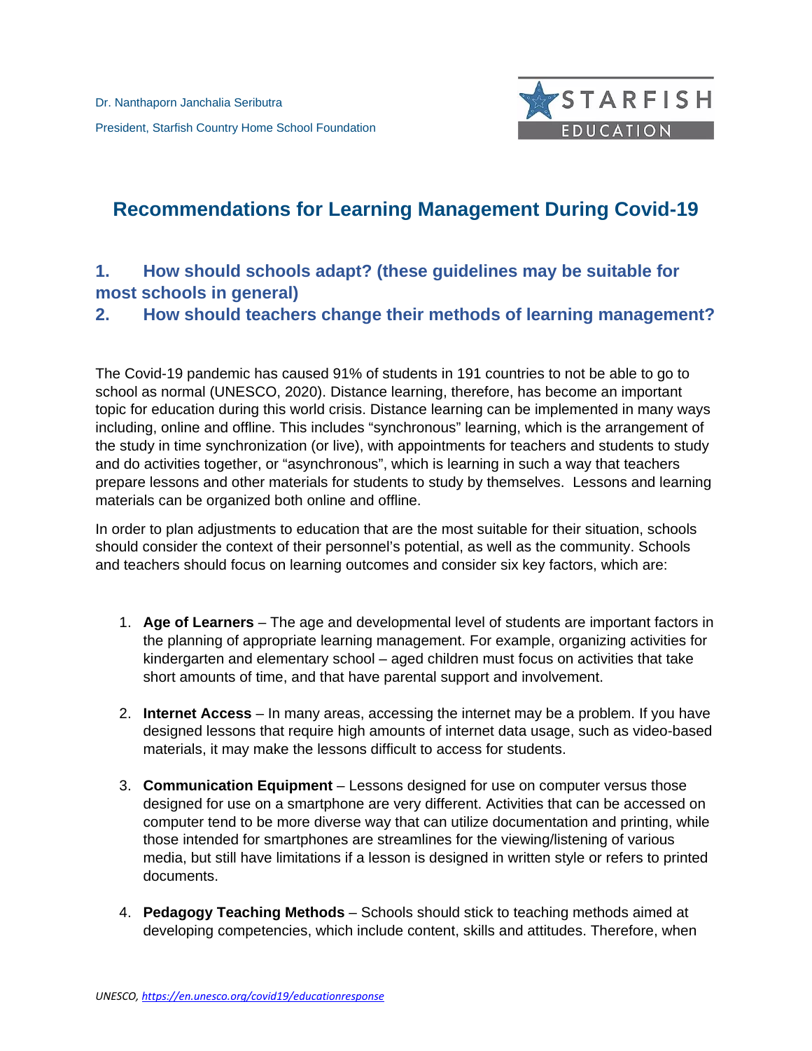Dr. Nanthaporn Janchalia Seributra

President, Starfish Country Home School Foundation

STARFISH EDUCATION

# Recommendations for Learning Management During Covid-19

## 1. How should schools adapt? (these guidelines may be suitable for most schools in general)

## 2. How should teachers change their methods of learning management?

The Covid-19 pandemic has caused 91% of students in 191 countries to not be able to go to school as normal (UNESCO, 2020). Distance learning, therefore, has become an important topic for education during this world crisis. Distance learning can be implemented in many ways including, online and offline. This includes "synchronous" learning, which is the arrangement of the study in time synchronization (or live), with appointments for teachers and students to study and do activities together, or "asynchronous", which is learning in such a way that teachers prepare lessons and other materials for students to study by themselves. Lessons and learning materials can be organized both online and offline.

In order to plan adjustments to education that are the most suitable for their situation, schools should consider the context of their personnel's potential, as well as the community. Schools and teachers should focus on learning outcomes and consider six key factors, which are:

1. **Age of Learners** – The age and developmental level of students are important factors in the planning of appropriate learning management. For example, organizing activities for kindergarten and elementary school – aged children must focus on activities that take short amounts of time, and that have parental support and involvement.

2. **Internet Access** – In many areas, accessing the internet may be a problem. If you have designed lessons that require high amounts of internet data usage, such as video-based materials, it may make the lessons difficult to access for students.

3. **Communication Equipment** – Lessons designed for use on computer versus those designed for use on a smartphone are very different. Activities that can be accessed on computer tend to be more diverse way that can utilize documentation and printing, while those intended for smartphones are streamlines for the viewing/listening of various media, but still have limitations if a lesson is designed in written style or refers to printed documents.

4. **Pedagogy Teaching Methods** – Schools should stick to teaching methods aimed at developing competencies, which include content, skills and attitudes. Therefore, when

*UNESCO, https://en.unesco.org/covid19/educationresponse*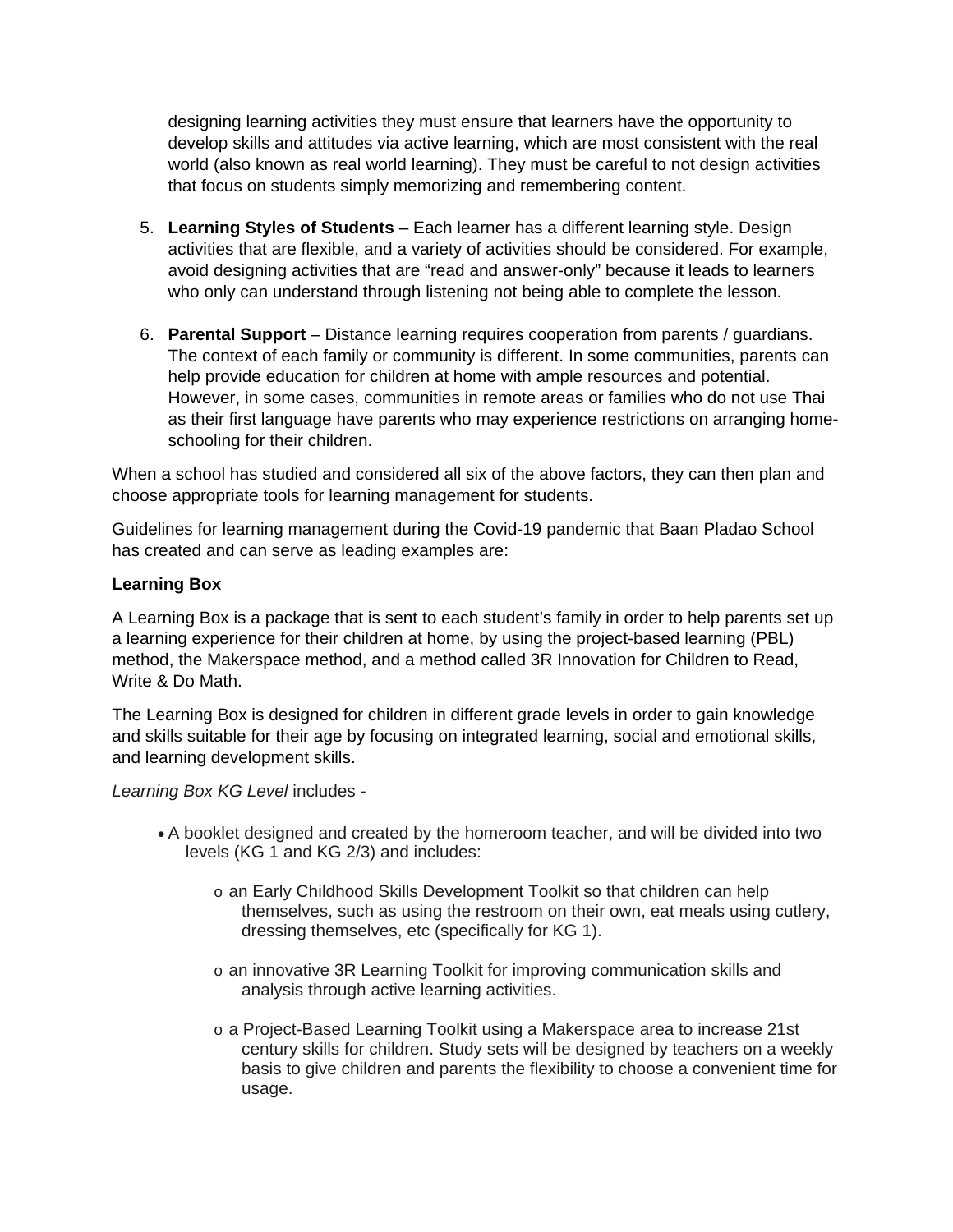designing learning activities they must ensure that learners have the opportunity to develop skills and attitudes via active learning, which are most consistent with the real world (also known as real world learning). They must be careful to not design activities that focus on students simply memorizing and remembering content.

5. **Learning Styles of Students** – Each learner has a different learning style. Design activities that are flexible, and a variety of activities should be considered. For example, avoid designing activities that are "read and answer-only" because it leads to learners who only can understand through listening not being able to complete the lesson.

6. **Parental Support** – Distance learning requires cooperation from parents / guardians. The context of each family or community is different. In some communities, parents can help provide education for children at home with ample resources and potential. However, in some cases, communities in remote areas or families who do not use Thai as their first language have parents who may experience restrictions on arranging home-schooling for their children.

When a school has studied and considered all six of the above factors, they can then plan and choose appropriate tools for learning management for students.

Guidelines for learning management during the Covid-19 pandemic that Baan Pladao School has created and can serve as leading examples are:

**Learning Box**

A Learning Box is a package that is sent to each student's family in order to help parents set up a learning experience for their children at home, by using the project-based learning (PBL) method, the Makerspace method, and a method called 3R Innovation for Children to Read, Write & Do Math.

The Learning Box is designed for children in different grade levels in order to gain knowledge and skills suitable for their age by focusing on integrated learning, social and emotional skills, and learning development skills.

*Learning Box KG Level* includes -

- A booklet designed and created by the homeroom teacher, and will be divided into two levels (KG 1 and KG 2/3) and includes:
  - an Early Childhood Skills Development Toolkit so that children can help themselves, such as using the restroom on their own, eat meals using cutlery, dressing themselves, etc (specifically for KG 1).
  - an innovative 3R Learning Toolkit for improving communication skills and analysis through active learning activities.
  - a Project-Based Learning Toolkit using a Makerspace area to increase 21st century skills for children. Study sets will be designed by teachers on a weekly basis to give children and parents the flexibility to choose a convenient time for usage.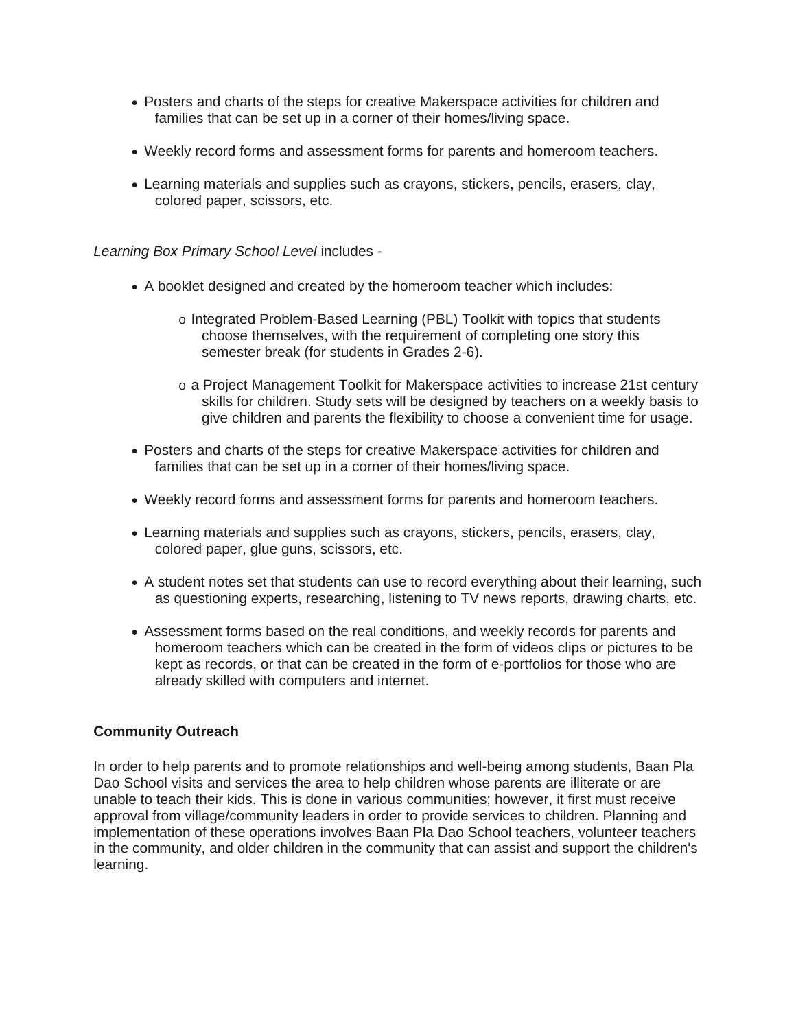- Posters and charts of the steps for creative Makerspace activities for children and families that can be set up in a corner of their homes/living space.
- Weekly record forms and assessment forms for parents and homeroom teachers.
- Learning materials and supplies such as crayons, stickers, pencils, erasers, clay, colored paper, scissors, etc.

*Learning Box Primary School Level* includes -

- A booklet designed and created by the homeroom teacher which includes:
  - Integrated Problem-Based Learning (PBL) Toolkit with topics that students choose themselves, with the requirement of completing one story this semester break (for students in Grades 2-6).
  - a Project Management Toolkit for Makerspace activities to increase 21st century skills for children. Study sets will be designed by teachers on a weekly basis to give children and parents the flexibility to choose a convenient time for usage.
- Posters and charts of the steps for creative Makerspace activities for children and families that can be set up in a corner of their homes/living space.
- Weekly record forms and assessment forms for parents and homeroom teachers.
- Learning materials and supplies such as crayons, stickers, pencils, erasers, clay, colored paper, glue guns, scissors, etc.
- A student notes set that students can use to record everything about their learning, such as questioning experts, researching, listening to TV news reports, drawing charts, etc.
- Assessment forms based on the real conditions, and weekly records for parents and homeroom teachers which can be created in the form of videos clips or pictures to be kept as records, or that can be created in the form of e-portfolios for those who are already skilled with computers and internet.

**Community Outreach**

In order to help parents and to promote relationships and well-being among students, Baan Pla Dao School visits and services the area to help children whose parents are illiterate or are unable to teach their kids. This is done in various communities; however, it first must receive approval from village/community leaders in order to provide services to children. Planning and implementation of these operations involves Baan Pla Dao School teachers, volunteer teachers in the community, and older children in the community that can assist and support the children's learning.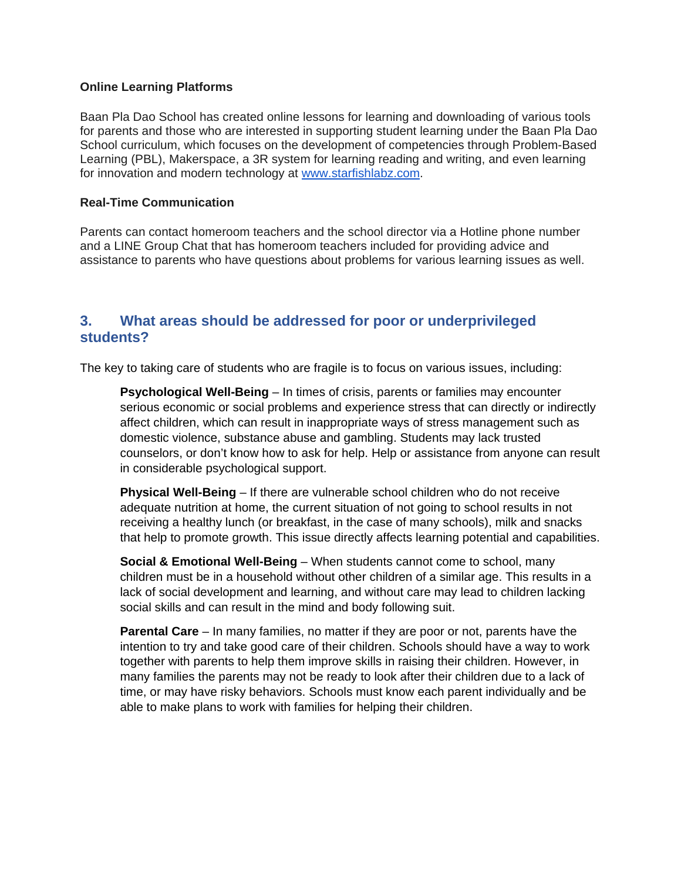**Online Learning Platforms**

Baan Pla Dao School has created online lessons for learning and downloading of various tools for parents and those who are interested in supporting student learning under the Baan Pla Dao School curriculum, which focuses on the development of competencies through Problem-Based Learning (PBL), Makerspace, a 3R system for learning reading and writing, and even learning for innovation and modern technology at [www.starfishlabz.com](http://www.starfishlabz.com).

**Real-Time Communication**

Parents can contact homeroom teachers and the school director via a Hotline phone number and a LINE Group Chat that has homeroom teachers included for providing advice and assistance to parents who have questions about problems for various learning issues as well.

## 3. What areas should be addressed for poor or underprivileged students?

The key to taking care of students who are fragile is to focus on various issues, including:

**Psychological Well-Being** – In times of crisis, parents or families may encounter serious economic or social problems and experience stress that can directly or indirectly affect children, which can result in inappropriate ways of stress management such as domestic violence, substance abuse and gambling. Students may lack trusted counselors, or don't know how to ask for help. Help or assistance from anyone can result in considerable psychological support.

**Physical Well-Being** – If there are vulnerable school children who do not receive adequate nutrition at home, the current situation of not going to school results in not receiving a healthy lunch (or breakfast, in the case of many schools), milk and snacks that help to promote growth. This issue directly affects learning potential and capabilities.

**Social & Emotional Well-Being** – When students cannot come to school, many children must be in a household without other children of a similar age. This results in a lack of social development and learning, and without care may lead to children lacking social skills and can result in the mind and body following suit.

**Parental Care** – In many families, no matter if they are poor or not, parents have the intention to try and take good care of their children. Schools should have a way to work together with parents to help them improve skills in raising their children. However, in many families the parents may not be ready to look after their children due to a lack of time, or may have risky behaviors. Schools must know each parent individually and be able to make plans to work with families for helping their children.